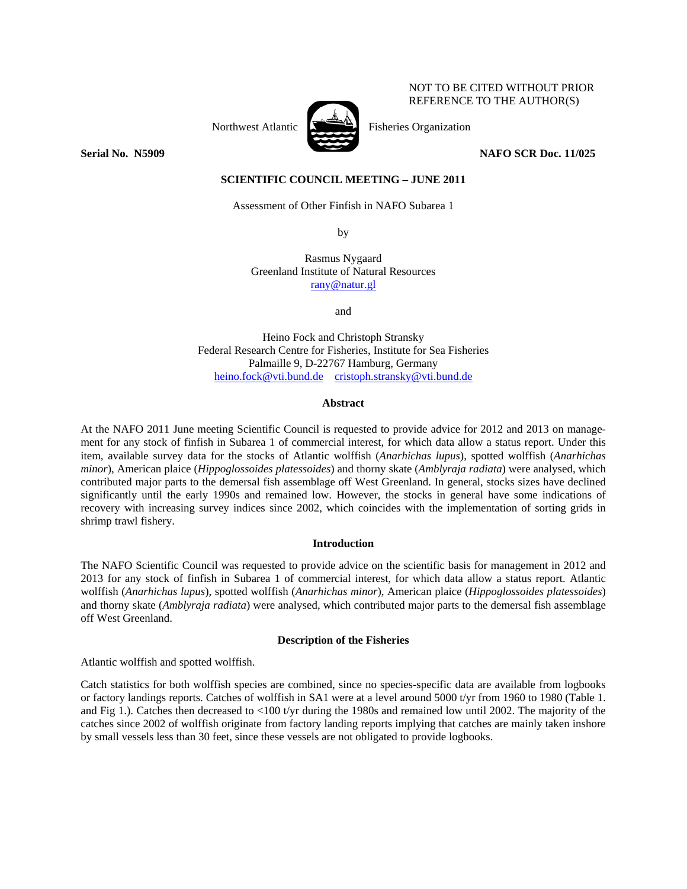NOT TO BE CITED WITHOUT PRIOR REFERENCE TO THE AUTHOR(S)

Northwest Atlantic Fisheries Organization

**Serial No. N5909** **NAFO SCR Doc. 11/025**

**SCIENTIFIC COUNCIL MEETING – JUNE 2011**

Assessment of Other Finfish in NAFO Subarea 1

by

Rasmus Nygaard
Greenland Institute of Natural Resources
rany@natur.gl

and

Heino Fock and Christoph Stransky
Federal Research Centre for Fisheries, Institute for Sea Fisheries
Palmaille 9, D-22767 Hamburg, Germany
heino.fock@vti.bund.de cristoph.stransky@vti.bund.de

## Abstract

At the NAFO 2011 June meeting Scientific Council is requested to provide advice for 2012 and 2013 on management for any stock of finfish in Subarea 1 of commercial interest, for which data allow a status report. Under this item, available survey data for the stocks of Atlantic wolffish (*Anarhichas lupus*), spotted wolffish (*Anarhichas minor*), American plaice (*Hippoglossoides platessoides*) and thorny skate (*Amblyraja radiata*) were analysed, which contributed major parts to the demersal fish assemblage off West Greenland. In general, stocks sizes have declined significantly until the early 1990s and remained low. However, the stocks in general have some indications of recovery with increasing survey indices since 2002, which coincides with the implementation of sorting grids in shrimp trawl fishery.

## Introduction

The NAFO Scientific Council was requested to provide advice on the scientific basis for management in 2012 and 2013 for any stock of finfish in Subarea 1 of commercial interest, for which data allow a status report. Atlantic wolffish (*Anarhichas lupus*), spotted wolffish (*Anarhichas minor*), American plaice (*Hippoglossoides platessoides*) and thorny skate (*Amblyraja radiata*) were analysed, which contributed major parts to the demersal fish assemblage off West Greenland.

## Description of the Fisheries

Atlantic wolffish and spotted wolffish.

Catch statistics for both wolffish species are combined, since no species-specific data are available from logbooks or factory landings reports. Catches of wolffish in SA1 were at a level around 5000 t/yr from 1960 to 1980 (Table 1. and Fig 1.). Catches then decreased to <100 t/yr during the 1980s and remained low until 2002. The majority of the catches since 2002 of wolffish originate from factory landing reports implying that catches are mainly taken inshore by small vessels less than 30 feet, since these vessels are not obligated to provide logbooks.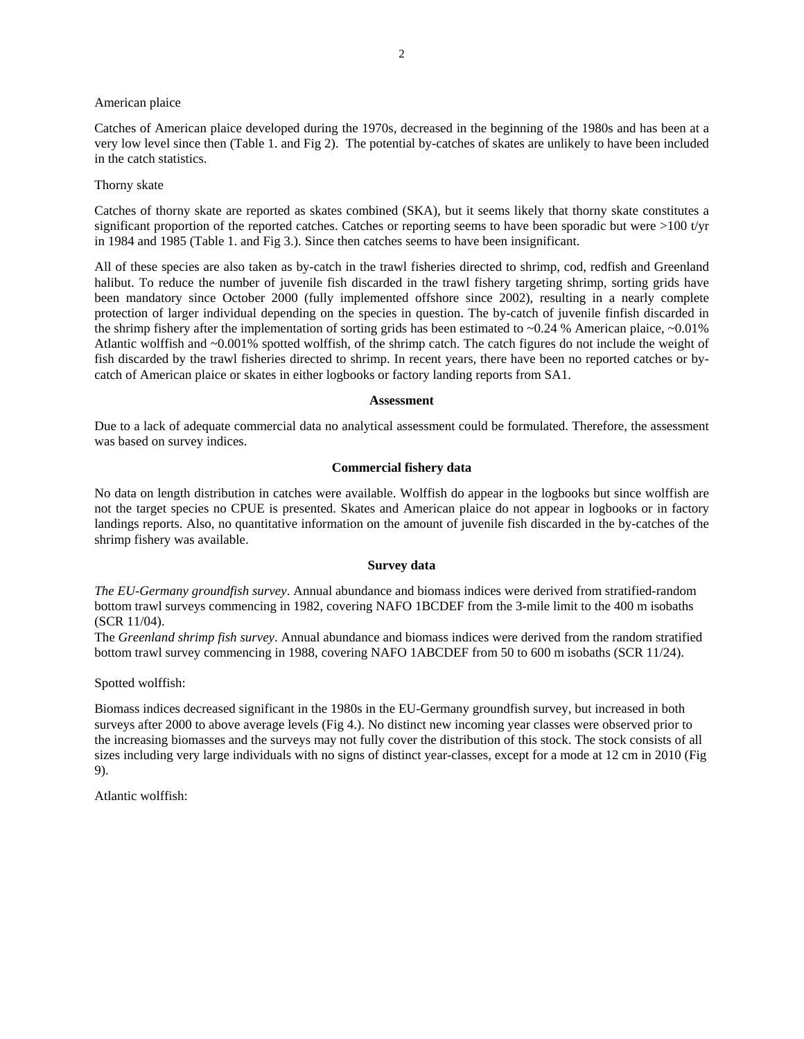American plaice

Catches of American plaice developed during the 1970s, decreased in the beginning of the 1980s and has been at a very low level since then (Table 1. and Fig 2). The potential by-catches of skates are unlikely to have been included in the catch statistics.

Thorny skate

Catches of thorny skate are reported as skates combined (SKA), but it seems likely that thorny skate constitutes a significant proportion of the reported catches. Catches or reporting seems to have been sporadic but were >100 t/yr in 1984 and 1985 (Table 1. and Fig 3.). Since then catches seems to have been insignificant.

All of these species are also taken as by-catch in the trawl fisheries directed to shrimp, cod, redfish and Greenland halibut. To reduce the number of juvenile fish discarded in the trawl fishery targeting shrimp, sorting grids have been mandatory since October 2000 (fully implemented offshore since 2002), resulting in a nearly complete protection of larger individual depending on the species in question. The by-catch of juvenile finfish discarded in the shrimp fishery after the implementation of sorting grids has been estimated to ~0.24 % American plaice, ~0.01% Atlantic wolffish and ~0.001% spotted wolffish, of the shrimp catch. The catch figures do not include the weight of fish discarded by the trawl fisheries directed to shrimp. In recent years, there have been no reported catches or by-catch of American plaice or skates in either logbooks or factory landing reports from SA1.

### Assessment

Due to a lack of adequate commercial data no analytical assessment could be formulated. Therefore, the assessment was based on survey indices.

### Commercial fishery data

No data on length distribution in catches were available. Wolffish do appear in the logbooks but since wolffish are not the target species no CPUE is presented. Skates and American plaice do not appear in logbooks or in factory landings reports. Also, no quantitative information on the amount of juvenile fish discarded in the by-catches of the shrimp fishery was available.

### Survey data

*The EU-Germany groundfish survey*. Annual abundance and biomass indices were derived from stratified-random bottom trawl surveys commencing in 1982, covering NAFO 1BCDEF from the 3-mile limit to the 400 m isobaths (SCR 11/04).

The *Greenland shrimp fish survey*. Annual abundance and biomass indices were derived from the random stratified bottom trawl survey commencing in 1988, covering NAFO 1ABCDEF from 50 to 600 m isobaths (SCR 11/24).

Spotted wolffish:

Biomass indices decreased significant in the 1980s in the EU-Germany groundfish survey, but increased in both surveys after 2000 to above average levels (Fig 4.). No distinct new incoming year classes were observed prior to the increasing biomasses and the surveys may not fully cover the distribution of this stock. The stock consists of all sizes including very large individuals with no signs of distinct year-classes, except for a mode at 12 cm in 2010 (Fig 9).

Atlantic wolffish: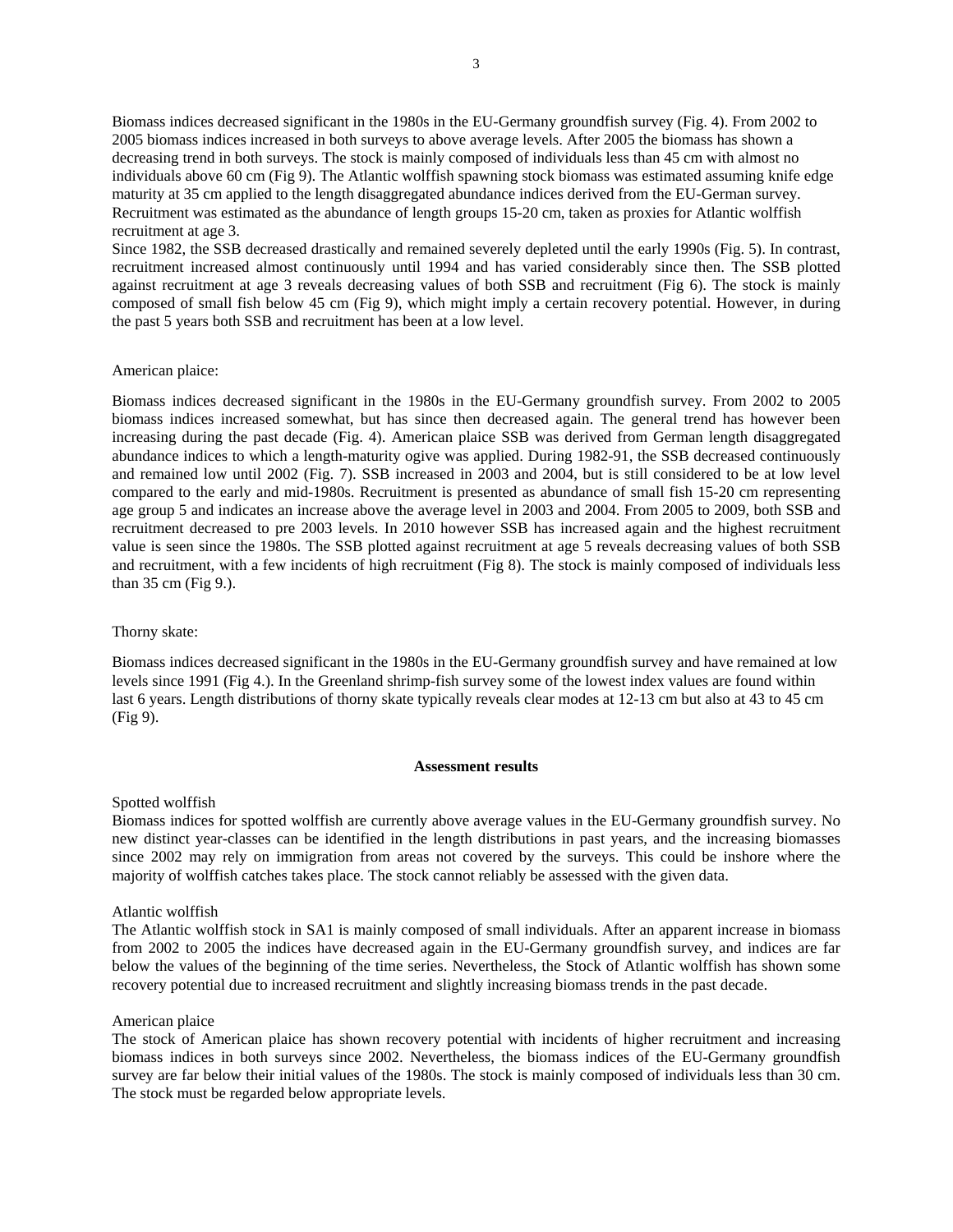Biomass indices decreased significant in the 1980s in the EU-Germany groundfish survey (Fig. 4). From 2002 to 2005 biomass indices increased in both surveys to above average levels. After 2005 the biomass has shown a decreasing trend in both surveys. The stock is mainly composed of individuals less than 45 cm with almost no individuals above 60 cm (Fig 9). The Atlantic wolffish spawning stock biomass was estimated assuming knife edge maturity at 35 cm applied to the length disaggregated abundance indices derived from the EU-German survey. Recruitment was estimated as the abundance of length groups 15-20 cm, taken as proxies for Atlantic wolffish recruitment at age 3.

Since 1982, the SSB decreased drastically and remained severely depleted until the early 1990s (Fig. 5). In contrast, recruitment increased almost continuously until 1994 and has varied considerably since then. The SSB plotted against recruitment at age 3 reveals decreasing values of both SSB and recruitment (Fig 6). The stock is mainly composed of small fish below 45 cm (Fig 9), which might imply a certain recovery potential. However, in during the past 5 years both SSB and recruitment has been at a low level.

American plaice:

Biomass indices decreased significant in the 1980s in the EU-Germany groundfish survey. From 2002 to 2005 biomass indices increased somewhat, but has since then decreased again. The general trend has however been increasing during the past decade (Fig. 4). American plaice SSB was derived from German length disaggregated abundance indices to which a length-maturity ogive was applied. During 1982-91, the SSB decreased continuously and remained low until 2002 (Fig. 7). SSB increased in 2003 and 2004, but is still considered to be at low level compared to the early and mid-1980s. Recruitment is presented as abundance of small fish 15-20 cm representing age group 5 and indicates an increase above the average level in 2003 and 2004. From 2005 to 2009, both SSB and recruitment decreased to pre 2003 levels. In 2010 however SSB has increased again and the highest recruitment value is seen since the 1980s. The SSB plotted against recruitment at age 5 reveals decreasing values of both SSB and recruitment, with a few incidents of high recruitment (Fig 8). The stock is mainly composed of individuals less than 35 cm (Fig 9.).

Thorny skate:

Biomass indices decreased significant in the 1980s in the EU-Germany groundfish survey and have remained at low levels since 1991 (Fig 4.). In the Greenland shrimp-fish survey some of the lowest index values are found within last 6 years. Length distributions of thorny skate typically reveals clear modes at 12-13 cm but also at 43 to 45 cm (Fig 9).

## Assessment results

Spotted wolffish

Biomass indices for spotted wolffish are currently above average values in the EU-Germany groundfish survey. No new distinct year-classes can be identified in the length distributions in past years, and the increasing biomasses since 2002 may rely on immigration from areas not covered by the surveys. This could be inshore where the majority of wolffish catches takes place. The stock cannot reliably be assessed with the given data.

Atlantic wolffish

The Atlantic wolffish stock in SA1 is mainly composed of small individuals. After an apparent increase in biomass from 2002 to 2005 the indices have decreased again in the EU-Germany groundfish survey, and indices are far below the values of the beginning of the time series. Nevertheless, the Stock of Atlantic wolffish has shown some recovery potential due to increased recruitment and slightly increasing biomass trends in the past decade.

American plaice

The stock of American plaice has shown recovery potential with incidents of higher recruitment and increasing biomass indices in both surveys since 2002. Nevertheless, the biomass indices of the EU-Germany groundfish survey are far below their initial values of the 1980s. The stock is mainly composed of individuals less than 30 cm. The stock must be regarded below appropriate levels.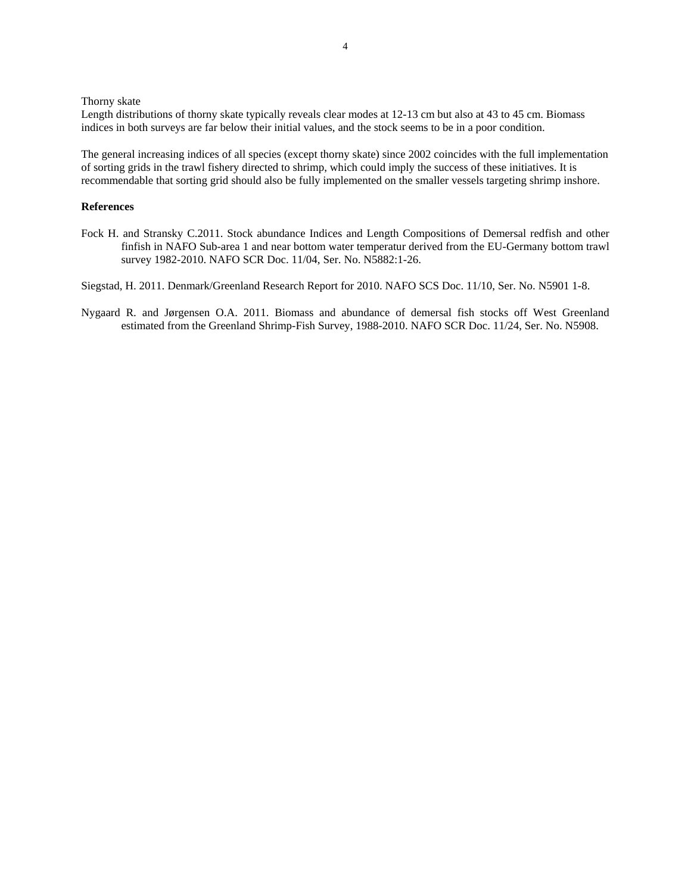Thorny skate

Length distributions of thorny skate typically reveals clear modes at 12-13 cm but also at 43 to 45 cm. Biomass indices in both surveys are far below their initial values, and the stock seems to be in a poor condition.

The general increasing indices of all species (except thorny skate) since 2002 coincides with the full implementation of sorting grids in the trawl fishery directed to shrimp, which could imply the success of these initiatives. It is recommendable that sorting grid should also be fully implemented on the smaller vessels targeting shrimp inshore.

**References**

Fock H. and Stransky C.2011. Stock abundance Indices and Length Compositions of Demersal redfish and other finfish in NAFO Sub-area 1 and near bottom water temperatur derived from the EU-Germany bottom trawl survey 1982-2010. NAFO SCR Doc. 11/04, Ser. No. N5882:1-26.

Siegstad, H. 2011. Denmark/Greenland Research Report for 2010. NAFO SCS Doc. 11/10, Ser. No. N5901 1-8.

Nygaard R. and Jørgensen O.A. 2011. Biomass and abundance of demersal fish stocks off West Greenland estimated from the Greenland Shrimp-Fish Survey, 1988-2010. NAFO SCR Doc. 11/24, Ser. No. N5908.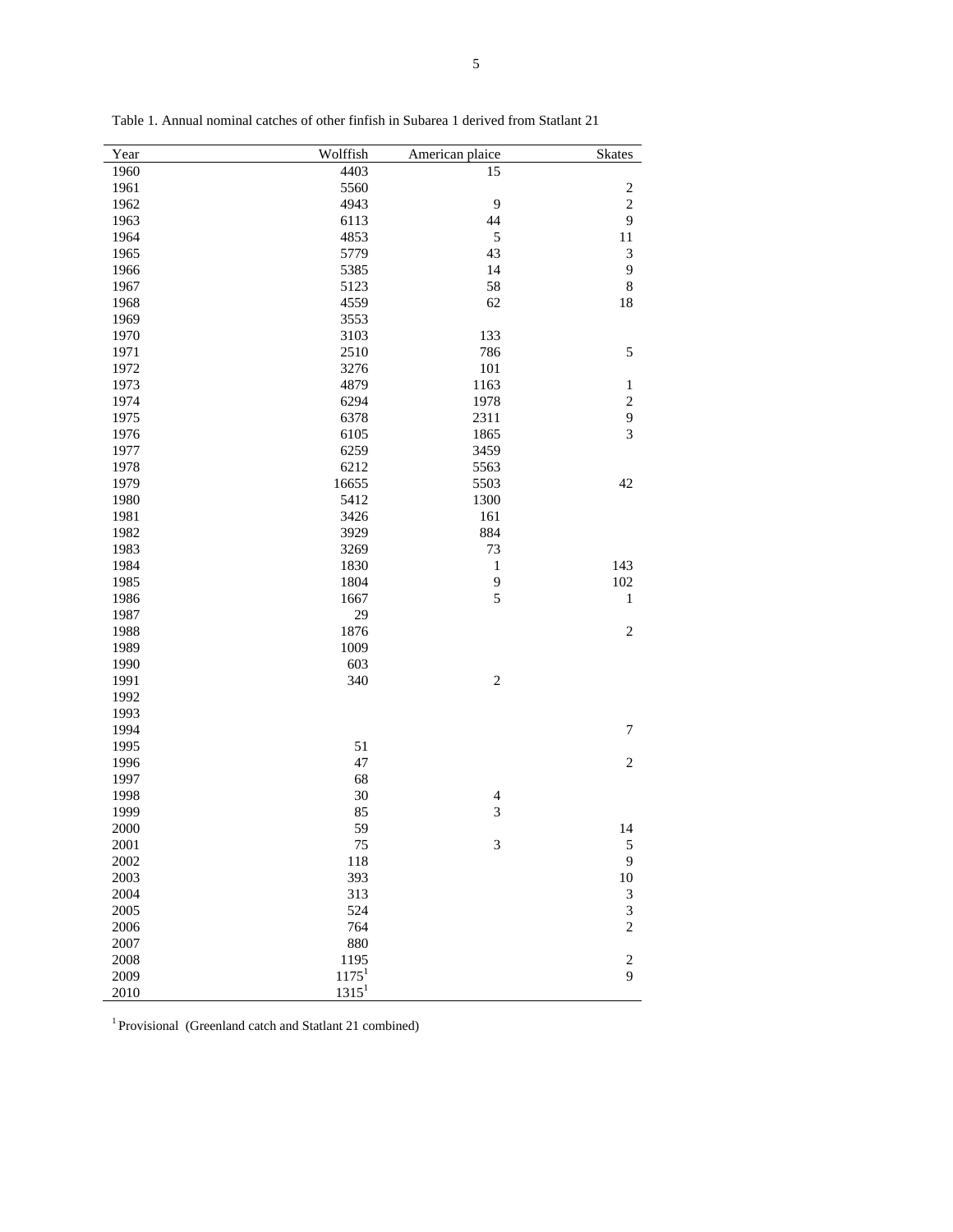Table 1. Annual nominal catches of other finfish in Subarea 1 derived from Statlant 21

| Year | Wolffish | American plaice | Skates |
|---|---|---|---|
| 1960 | 4403 | 15 | |
| 1961 | 5560 | | 2 |
| 1962 | 4943 | 9 | 2 |
| 1963 | 6113 | 44 | 9 |
| 1964 | 4853 | 5 | 11 |
| 1965 | 5779 | 43 | 3 |
| 1966 | 5385 | 14 | 9 |
| 1967 | 5123 | 58 | 8 |
| 1968 | 4559 | 62 | 18 |
| 1969 | 3553 | | |
| 1970 | 3103 | 133 | |
| 1971 | 2510 | 786 | 5 |
| 1972 | 3276 | 101 | |
| 1973 | 4879 | 1163 | 1 |
| 1974 | 6294 | 1978 | 2 |
| 1975 | 6378 | 2311 | 9 |
| 1976 | 6105 | 1865 | 3 |
| 1977 | 6259 | 3459 | |
| 1978 | 6212 | 5563 | |
| 1979 | 16655 | 5503 | 42 |
| 1980 | 5412 | 1300 | |
| 1981 | 3426 | 161 | |
| 1982 | 3929 | 884 | |
| 1983 | 3269 | 73 | |
| 1984 | 1830 | 1 | 143 |
| 1985 | 1804 | 9 | 102 |
| 1986 | 1667 | 5 | 1 |
| 1987 | 29 | | |
| 1988 | 1876 | | 2 |
| 1989 | 1009 | | |
| 1990 | 603 | | |
| 1991 | 340 | 2 | |
| 1992 | | | |
| 1993 | | | |
| 1994 | | | 7 |
| 1995 | 51 | | |
| 1996 | 47 | | 2 |
| 1997 | 68 | | |
| 1998 | 30 | 4 | |
| 1999 | 85 | 3 | |
| 2000 | 59 | | 14 |
| 2001 | 75 | 3 | 5 |
| 2002 | 118 | | 9 |
| 2003 | 393 | | 10 |
| 2004 | 313 | | 3 |
| 2005 | 524 | | 3 |
| 2006 | 764 | | 2 |
| 2007 | 880 | | |
| 2008 | 1195 | | 2 |
| 2009 | 1175[1] | | 9 |
| 2010 | 1315[1] | | |

[1] Provisional (Greenland catch and Statlant 21 combined)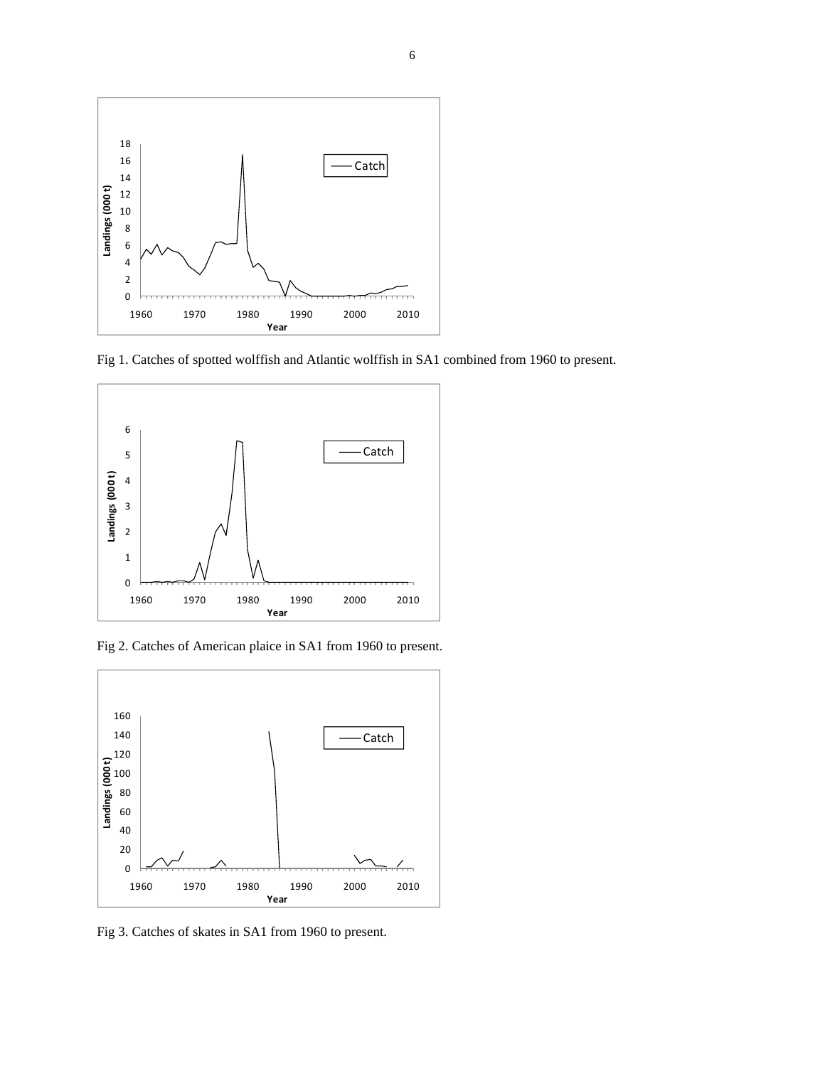Fig 1. Catches of spotted wolffish and Atlantic wolffish in SA1 combined from 1960 to present.

Fig 2. Catches of American plaice in SA1 from 1960 to present.

Fig 3. Catches of skates in SA1 from 1960 to present.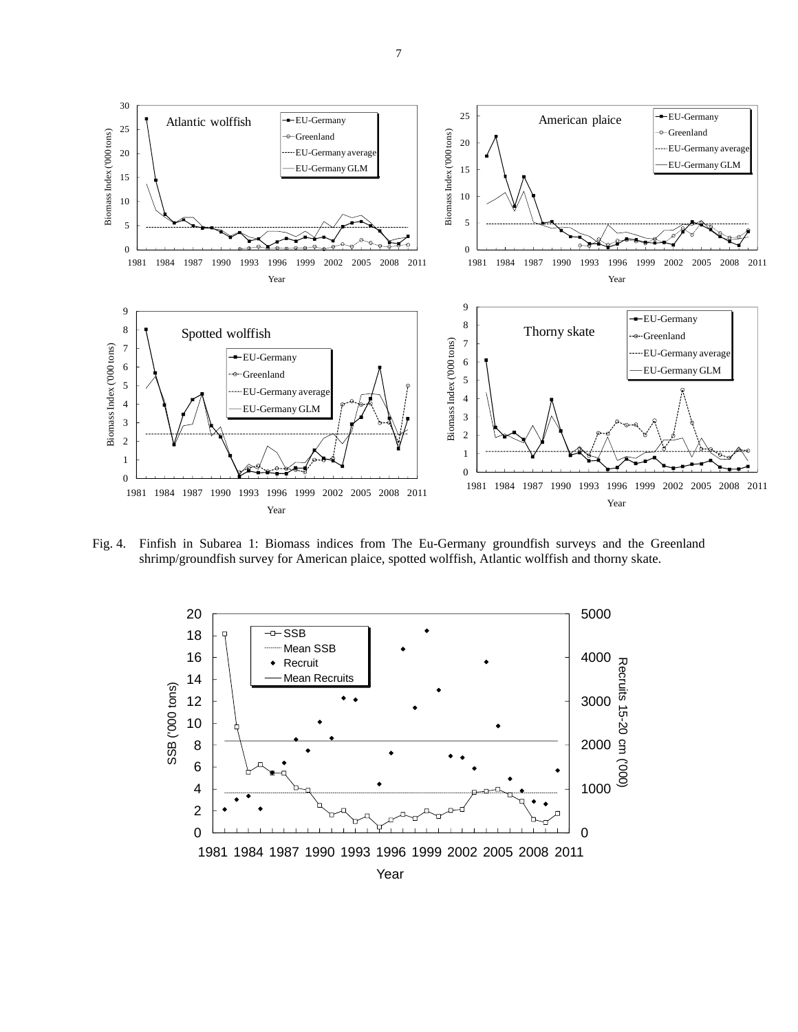Fig. 4. Finfish in Subarea 1: Biomass indices from The Eu-Germany groundfish surveys and the Greenland shrimp/groundfish survey for American plaice, spotted wolffish, Atlantic wolffish and thorny skate.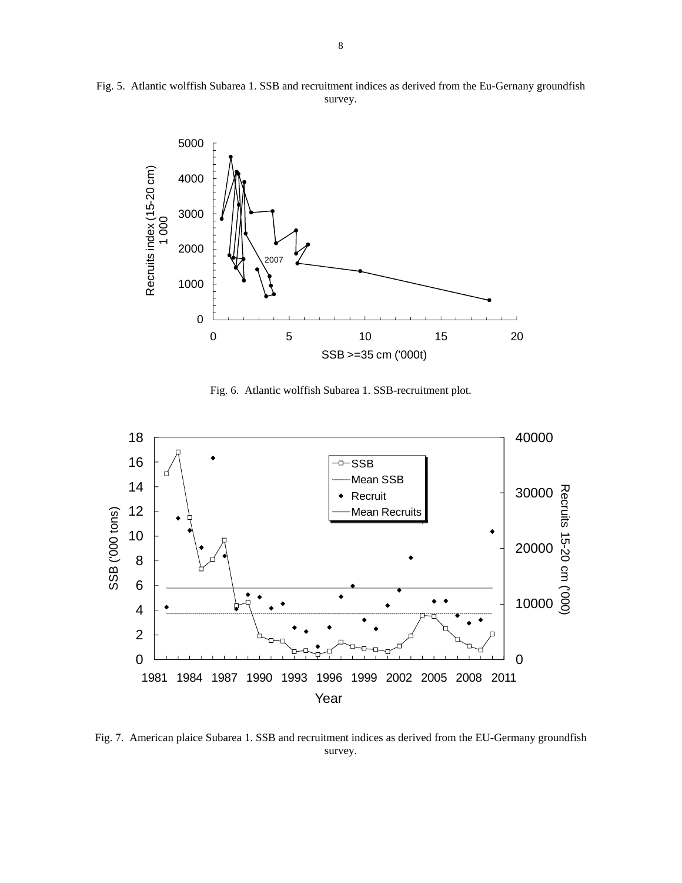Fig. 5. Atlantic wolffish Subarea 1. SSB and recruitment indices as derived from the Eu-Gernany groundfish survey.

Fig. 6. Atlantic wolffish Subarea 1. SSB-recruitment plot.

Fig. 7. American plaice Subarea 1. SSB and recruitment indices as derived from the EU-Germany groundfish survey.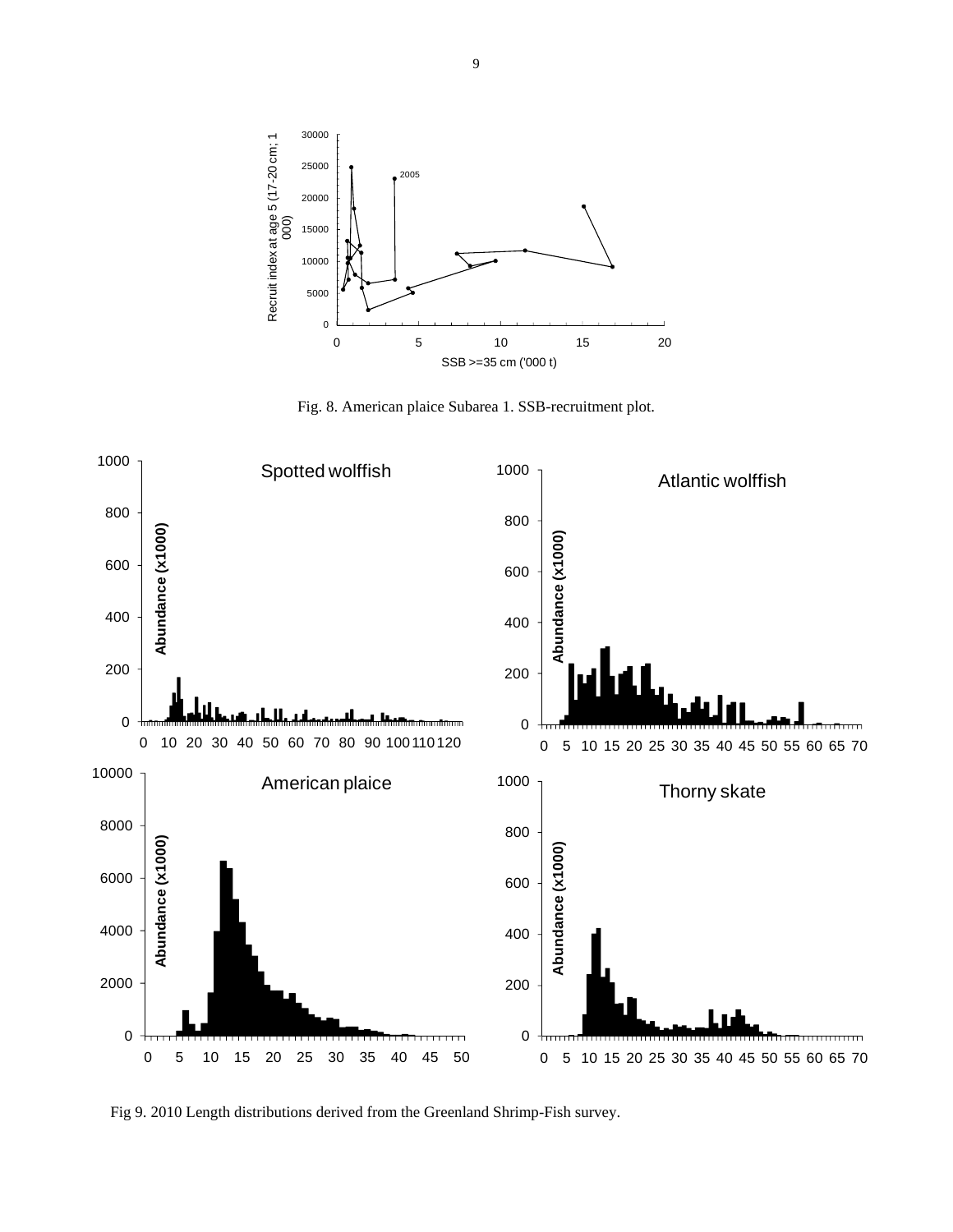Recruit index at age 5 (17-20 cm; 1 000)

30000
25000
20000
15000
10000
5000
0

2005

0 5 10 15 20

SSB >=35 cm ('000 t)

Fig. 8. American plaice Subarea 1. SSB-recruitment plot.

Spotted wolffish

Abundance (x1000)

1000
800
600
400
200
0

0 10 20 30 40 50 60 70 80 90 100 110 120

Atlantic wolffish

Abundance (x1000)

1000
800
600
400
200
0

0 5 10 15 20 25 30 35 40 45 50 55 60 65 70

American plaice

Abundance (x1000)

10000
8000
6000
4000
2000
0

0 5 10 15 20 25 30 35 40 45 50

Thorny skate

Abundance (x1000)

1000
800
600
400
200
0

0 5 10 15 20 25 30 35 40 45 50 55 60 65 70

Fig 9. 2010 Length distributions derived from the Greenland Shrimp-Fish survey.